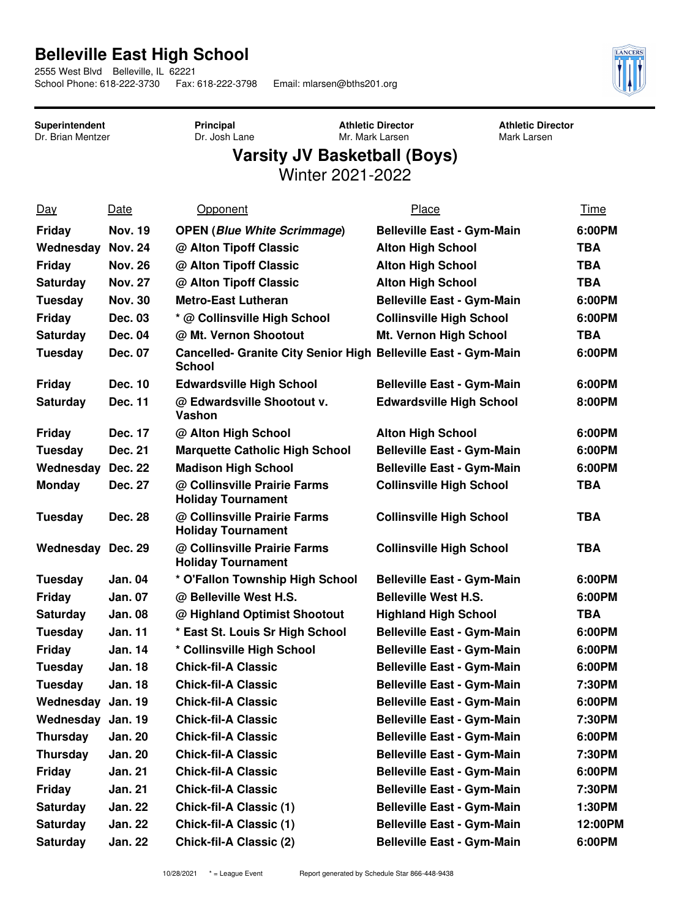# Belleville East High School

2555 West Blvd Belleville, IL 62221
School Phone: 618-222-3730 Fax: 618-222-3798 Email: mlarsen@bths201.org

**Superintendent**
Dr. Brian Mentzer

**Principal**
Dr. Josh Lane

**Athletic Director**
Mr. Mark Larsen

**Athletic Director**
Mark Larsen

## Varsity JV Basketball (Boys)

Winter 2021-2022

| Day | Date | Opponent | Place | Time |
|---|---|---|---|---|
| **Friday** | **Nov. 19** | **OPEN (*Blue White Scrimmage*)** | **Belleville East - Gym-Main** | **6:00PM** |
| **Wednesday** | **Nov. 24** | **@ Alton Tipoff Classic** | **Alton High School** | **TBA** |
| **Friday** | **Nov. 26** | **@ Alton Tipoff Classic** | **Alton High School** | **TBA** |
| **Saturday** | **Nov. 27** | **@ Alton Tipoff Classic** | **Alton High School** | **TBA** |
| **Tuesday** | **Nov. 30** | **Metro-East Lutheran** | **Belleville East - Gym-Main** | **6:00PM** |
| **Friday** | **Dec. 03** | **\* @ Collinsville High School** | **Collinsville High School** | **6:00PM** |
| **Saturday** | **Dec. 04** | **@ Mt. Vernon Shootout** | **Mt. Vernon High School** | **TBA** |
| **Tuesday** | **Dec. 07** | **Cancelled- Granite City Senior High School** | **Belleville East - Gym-Main** | **6:00PM** |
| **Friday** | **Dec. 10** | **Edwardsville High School** | **Belleville East - Gym-Main** | **6:00PM** |
| **Saturday** | **Dec. 11** | **@ Edwardsville Shootout v. Vashon** | **Edwardsville High School** | **8:00PM** |
| **Friday** | **Dec. 17** | **@ Alton High School** | **Alton High School** | **6:00PM** |
| **Tuesday** | **Dec. 21** | **Marquette Catholic High School** | **Belleville East - Gym-Main** | **6:00PM** |
| **Wednesday** | **Dec. 22** | **Madison High School** | **Belleville East - Gym-Main** | **6:00PM** |
| **Monday** | **Dec. 27** | **@ Collinsville Prairie Farms Holiday Tournament** | **Collinsville High School** | **TBA** |
| **Tuesday** | **Dec. 28** | **@ Collinsville Prairie Farms Holiday Tournament** | **Collinsville High School** | **TBA** |
| **Wednesday** | **Dec. 29** | **@ Collinsville Prairie Farms Holiday Tournament** | **Collinsville High School** | **TBA** |
| **Tuesday** | **Jan. 04** | **\* O'Fallon Township High School** | **Belleville East - Gym-Main** | **6:00PM** |
| **Friday** | **Jan. 07** | **@ Belleville West H.S.** | **Belleville West H.S.** | **6:00PM** |
| **Saturday** | **Jan. 08** | **@ Highland Optimist Shootout** | **Highland High School** | **TBA** |
| **Tuesday** | **Jan. 11** | **\* East St. Louis Sr High School** | **Belleville East - Gym-Main** | **6:00PM** |
| **Friday** | **Jan. 14** | **\* Collinsville High School** | **Belleville East - Gym-Main** | **6:00PM** |
| **Tuesday** | **Jan. 18** | **Chick-fil-A Classic** | **Belleville East - Gym-Main** | **6:00PM** |
| **Tuesday** | **Jan. 18** | **Chick-fil-A Classic** | **Belleville East - Gym-Main** | **7:30PM** |
| **Wednesday** | **Jan. 19** | **Chick-fil-A Classic** | **Belleville East - Gym-Main** | **6:00PM** |
| **Wednesday** | **Jan. 19** | **Chick-fil-A Classic** | **Belleville East - Gym-Main** | **7:30PM** |
| **Thursday** | **Jan. 20** | **Chick-fil-A Classic** | **Belleville East - Gym-Main** | **6:00PM** |
| **Thursday** | **Jan. 20** | **Chick-fil-A Classic** | **Belleville East - Gym-Main** | **7:30PM** |
| **Friday** | **Jan. 21** | **Chick-fil-A Classic** | **Belleville East - Gym-Main** | **6:00PM** |
| **Friday** | **Jan. 21** | **Chick-fil-A Classic** | **Belleville East - Gym-Main** | **7:30PM** |
| **Saturday** | **Jan. 22** | **Chick-fil-A Classic (1)** | **Belleville East - Gym-Main** | **1:30PM** |
| **Saturday** | **Jan. 22** | **Chick-fil-A Classic (1)** | **Belleville East - Gym-Main** | **12:00PM** |
| **Saturday** | **Jan. 22** | **Chick-fil-A Classic (2)** | **Belleville East - Gym-Main** | **6:00PM** |

10/28/2021 * = League Event Report generated by Schedule Star 866-448-9438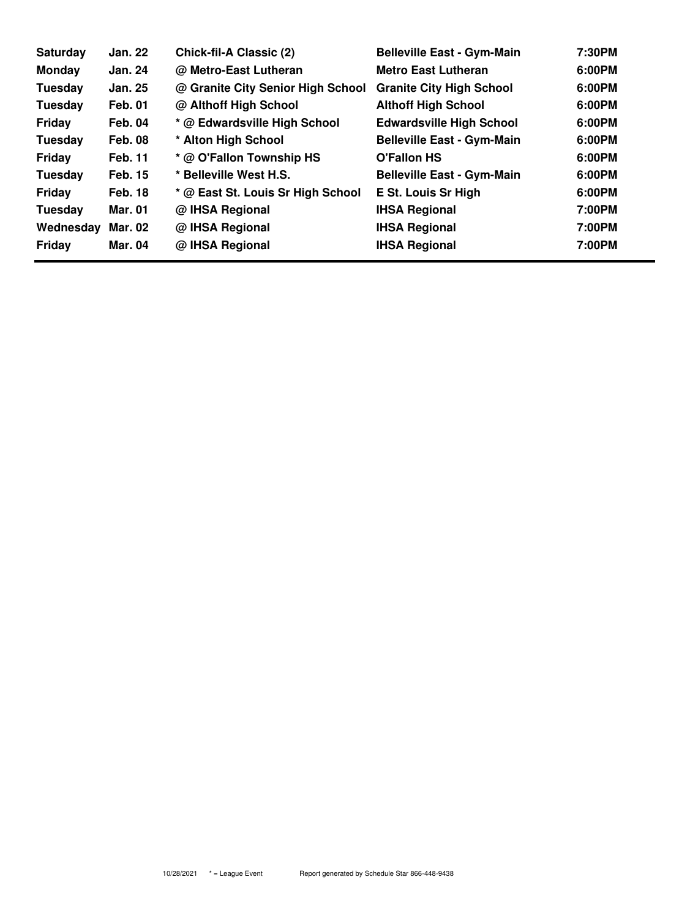| | | | | |
|---|---|---|---|---|
| **Saturday** | **Jan. 22** | **Chick-fil-A Classic (2)** | **Belleville East - Gym-Main** | **7:30PM** |
| **Monday** | **Jan. 24** | **@ Metro-East Lutheran** | **Metro East Lutheran** | **6:00PM** |
| **Tuesday** | **Jan. 25** | **@ Granite City Senior High School** | **Granite City High School** | **6:00PM** |
| **Tuesday** | **Feb. 01** | **@ Althoff High School** | **Althoff High School** | **6:00PM** |
| **Friday** | **Feb. 04** | **\* @ Edwardsville High School** | **Edwardsville High School** | **6:00PM** |
| **Tuesday** | **Feb. 08** | **\* Alton High School** | **Belleville East - Gym-Main** | **6:00PM** |
| **Friday** | **Feb. 11** | **\* @ O'Fallon Township HS** | **O'Fallon HS** | **6:00PM** |
| **Tuesday** | **Feb. 15** | **\* Belleville West H.S.** | **Belleville East - Gym-Main** | **6:00PM** |
| **Friday** | **Feb. 18** | **\* @ East St. Louis Sr High School** | **E St. Louis Sr High** | **6:00PM** |
| **Tuesday** | **Mar. 01** | **@ IHSA Regional** | **IHSA Regional** | **7:00PM** |
| **Wednesday** | **Mar. 02** | **@ IHSA Regional** | **IHSA Regional** | **7:00PM** |
| **Friday** | **Mar. 04** | **@ IHSA Regional** | **IHSA Regional** | **7:00PM** |

10/28/2021 * = League Event Report generated by Schedule Star 866-448-9438